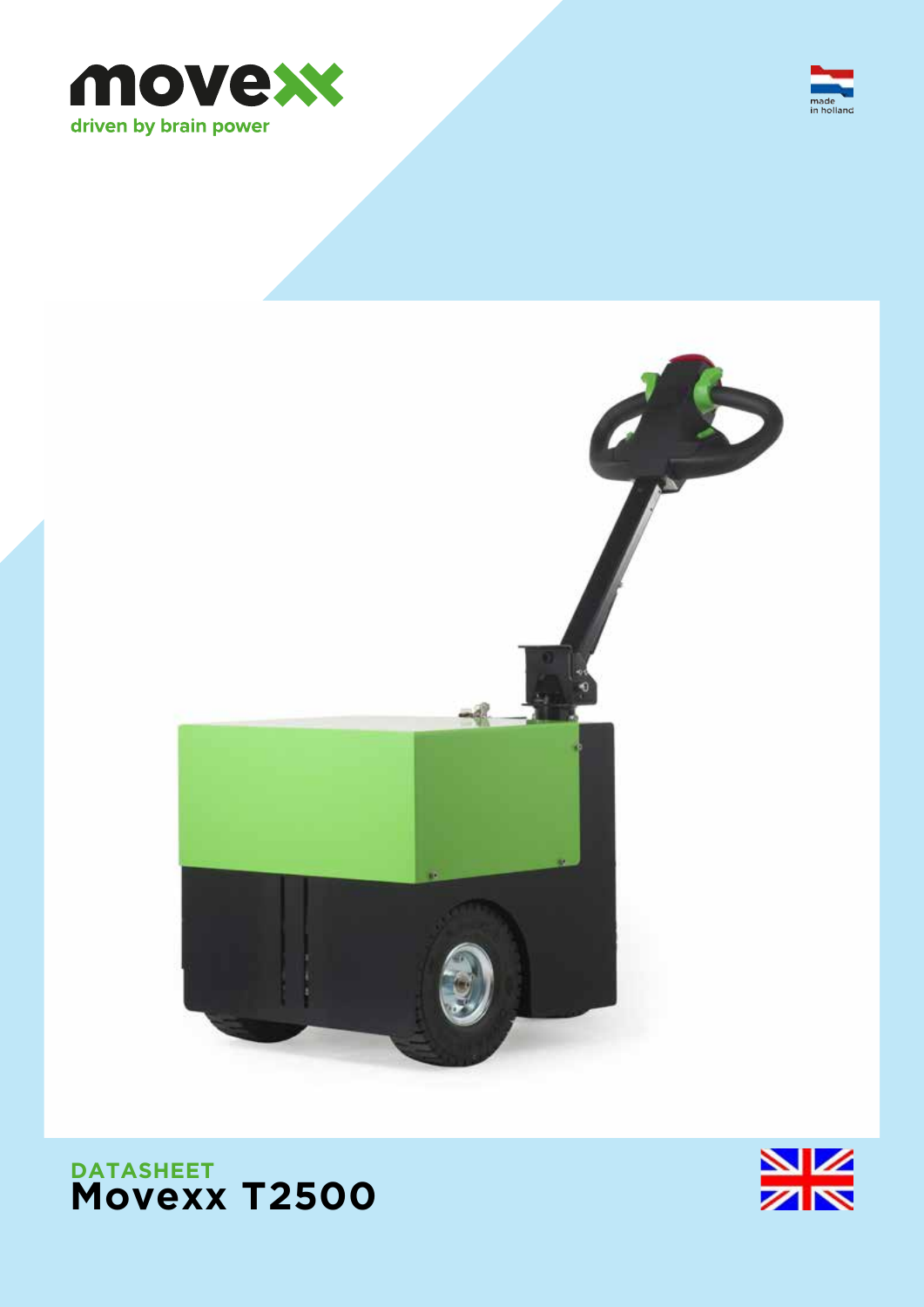movexx
driven by brain power

made in holland

DATASHEET
# Movexx T2500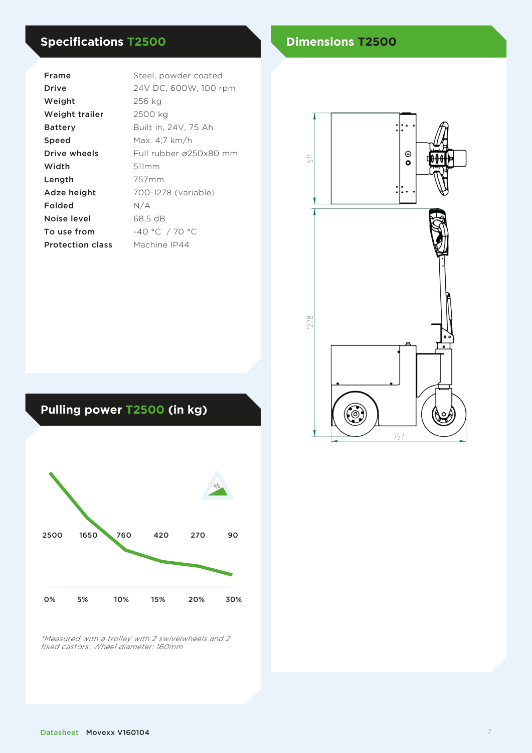## Specifications T2500

| | |
|---|---|
| **Frame** | Steel, powder coated |
| **Drive** | 24V DC, 600W, 100 rpm |
| **Weight** | 256 kg |
| **Weight trailer** | 2500 kg |
| **Battery** | Built in, 24V, 75 Ah |
| **Speed** | Max. 4,7 km/h |
| **Drive wheels** | Full rubber ø250x80 mm |
| **Width** | 511mm |
| **Length** | 757mm |
| **Adze height** | 700-1278 (variable) |
| **Folded** | N/A |
| **Noise level** | 68,5 dB |
| **To use from** | -40 °C / 70 °C |
| **Protection class** | Machine IP44 |

## Pulling power T2500 (in kg)

| 0% | 5% | 10% | 15% | 20% | 30% |
|---|---|---|---|---|---|
| 2500 | 1650 | 760 | 420 | 270 | 90 |

*\*Measured with a trolley with 2 swivelwheels and 2 fixed castors. Wheel diameter: 160mm*

## Dimensions T2500

511

1278

757

**Datasheet** Movexx V160104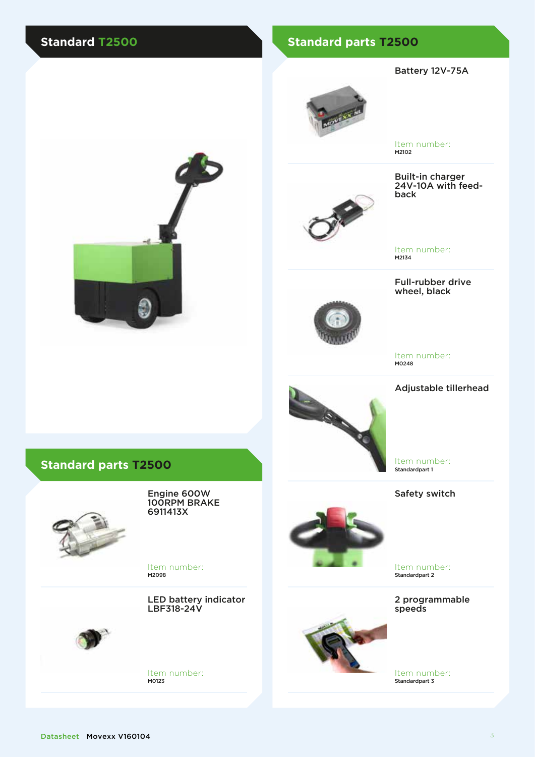## Standard T2500

## Standard parts T2500

**Engine 600W 100RPM BRAKE 6911413X**

Item number:
M2098

**LED battery indicator LBF318-24V**

Item number:
M0123

## Standard parts T2500

**Battery 12V-75A**

Item number:
M2102

**Built-in charger 24V-10A with feed-back**

Item number:
M2134

**Full-rubber drive wheel, black**

Item number:
M0248

**Adjustable tillerhead**

Item number:
Standardpart 1

**Safety switch**

Item number:
Standardpart 2

**2 programmable speeds**

Item number:
Standardpart 3

Datasheet Movexx V160104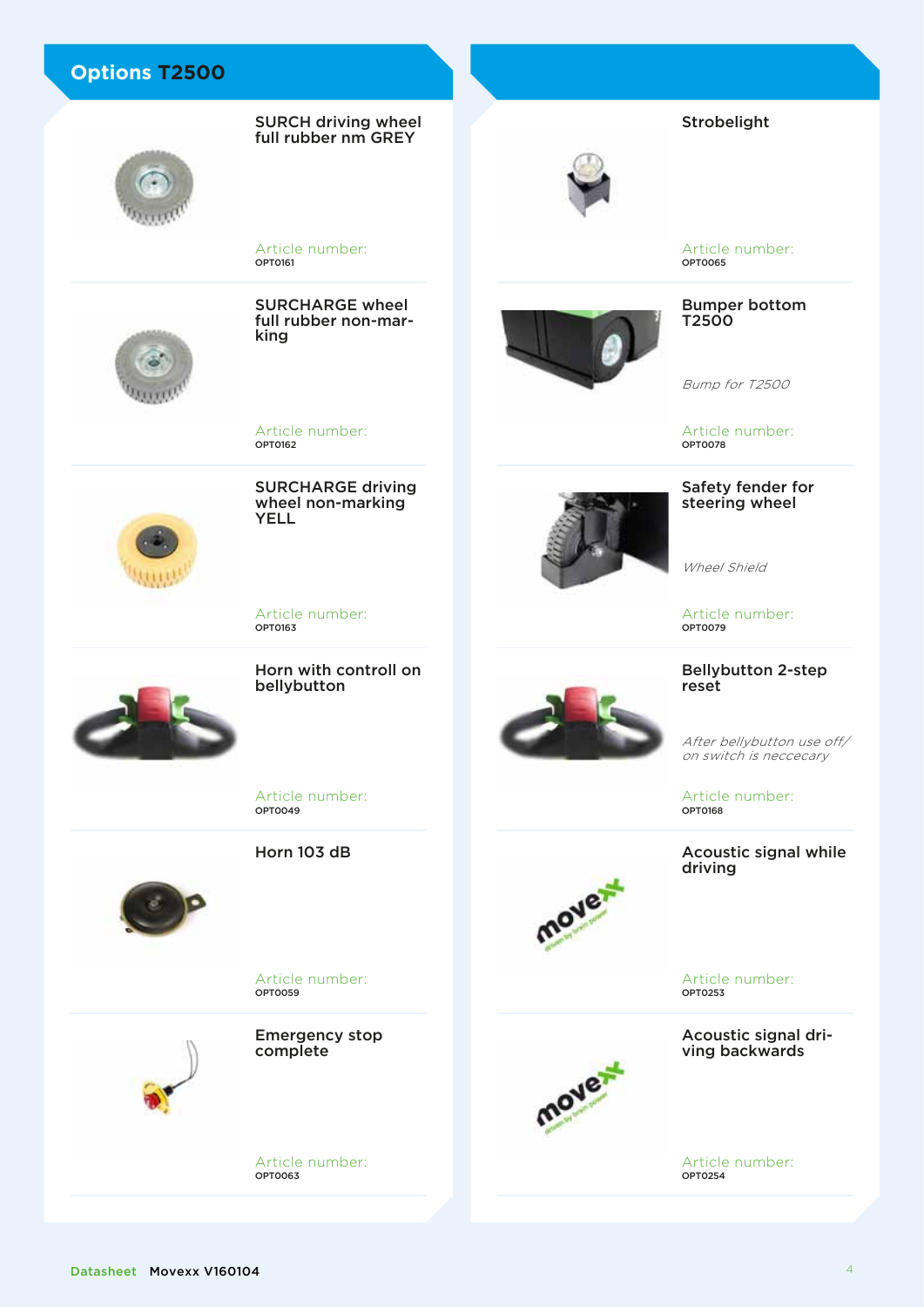## Options T2500

### SURCH driving wheel full rubber nm GREY

Article number:
OPT0161

### SURCHARGE wheel full rubber non-marking

Article number:
OPT0162

### SURCHARGE driving wheel non-marking YELL

Article number:
OPT0163

### Horn with controll on bellybutton

Article number:
OPT0049

### Horn 103 dB

Article number:
OPT0059

### Emergency stop complete

Article number:
OPT0063

### Strobelight

Article number:
OPT0065

### Bumper bottom T2500

*Bump for T2500*

Article number:
OPT0078

### Safety fender for steering wheel

*Wheel Shield*

Article number:
OPT0079

### Bellybutton 2-step reset

*After bellybutton use off/on switch is neccecary*

Article number:
OPT0168

### Acoustic signal while driving

Article number:
OPT0253

### Acoustic signal driving backwards

Article number:
OPT0254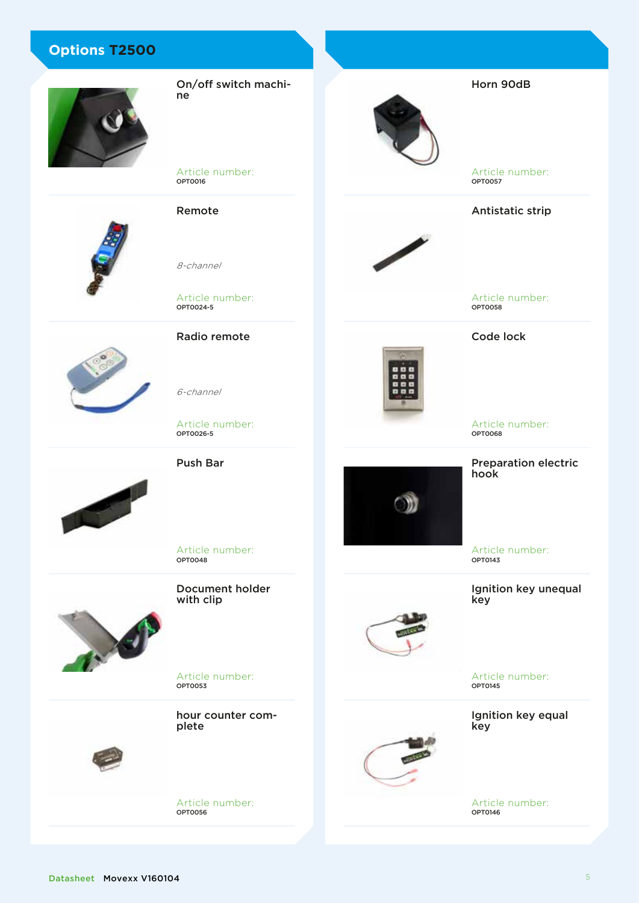## Options T2500

### On/off switch machine

Article number:
OPT0016

### Remote

*8-channel*

Article number:
OPT0024-5

### Radio remote

*6-channel*

Article number:
OPT0026-5

### Push Bar

Article number:
OPT0048

### Document holder with clip

Article number:
OPT0053

### hour counter complete

Article number:
OPT0056

### Horn 90dB

Article number:
OPT0057

### Antistatic strip

Article number:
OPT0058

### Code lock

Article number:
OPT0068

### Preparation electric hook

Article number:
OPT0143

### Ignition key unequal key

Article number:
OPT0145

### Ignition key equal key

Article number:
OPT0146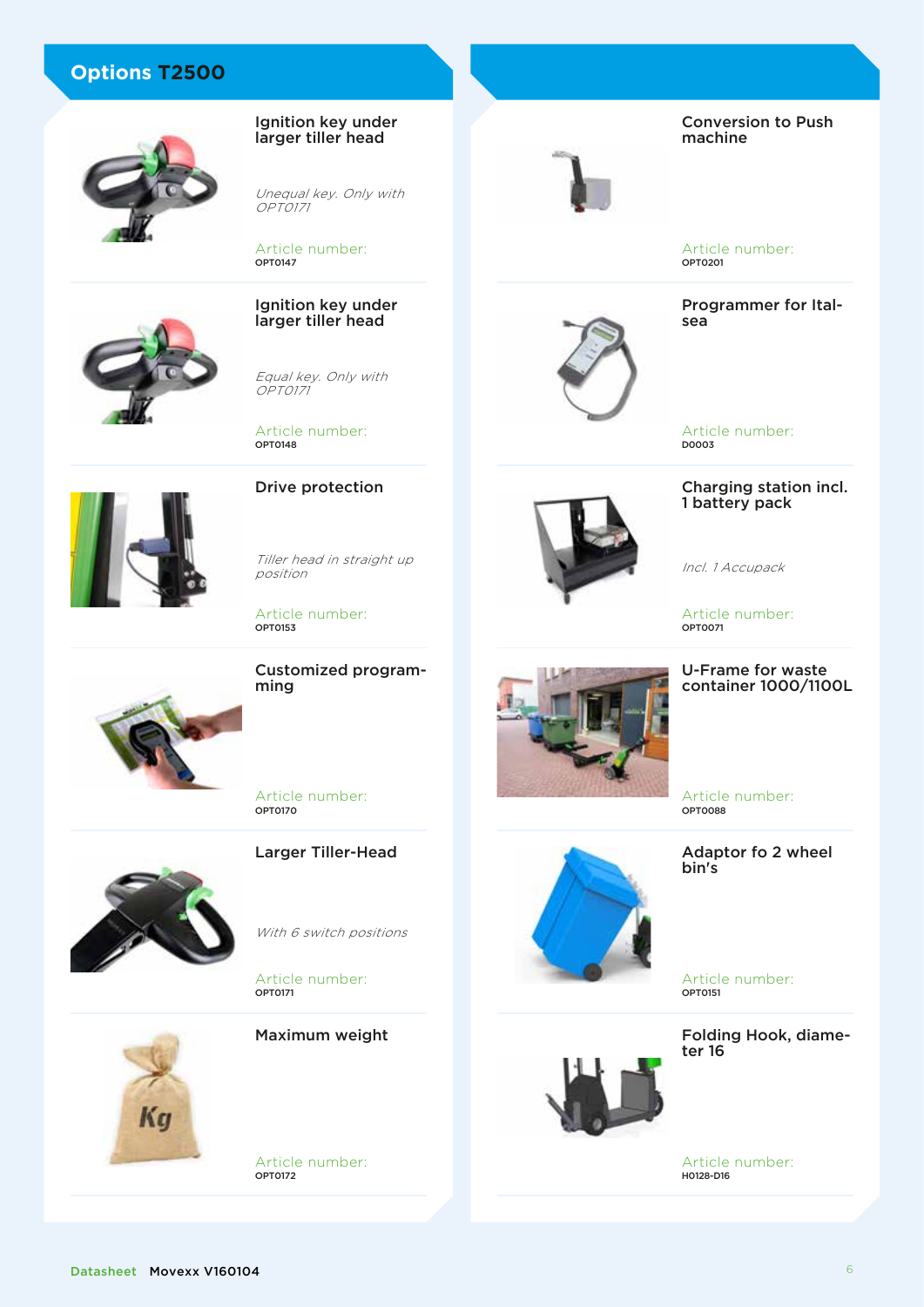## Options T2500

### Ignition key under larger tiller head

*Unequal key. Only with OPT0171*

Article number:
OPT0147

### Ignition key under larger tiller head

*Equal key. Only with OPT0171*

Article number:
OPT0148

### Drive protection

*Tiller head in straight up position*

Article number:
OPT0153

### Customized programming

Article number:
OPT0170

### Larger Tiller-Head

*With 6 switch positions*

Article number:
OPT0171

### Maximum weight

Article number:
OPT0172

### Conversion to Push machine

Article number:
OPT0201

### Programmer for Italsea

Article number:
D0003

### Charging station incl. 1 battery pack

*Incl. 1 Accupack*

Article number:
OPT0071

### U-Frame for waste container 1000/1100L

Article number:
OPT0088

### Adaptor fo 2 wheel bin's

Article number:
OPT0151

### Folding Hook, diameter 16

Article number:
H0128-D16

Datasheet Movexx V160104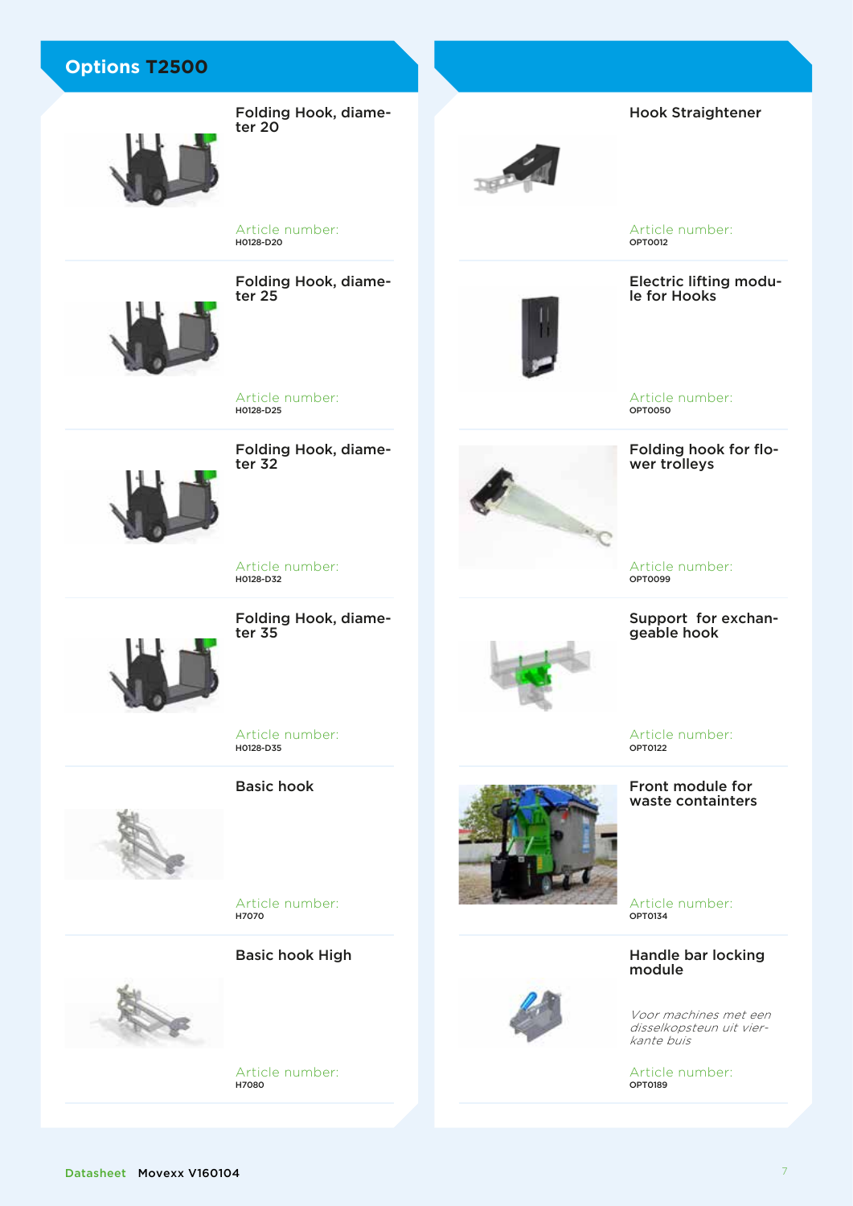## Options T2500

### Folding Hook, diameter 20

Article number:
H0128-D20

### Folding Hook, diameter 25

Article number:
H0128-D25

### Folding Hook, diameter 32

Article number:
H0128-D32

### Folding Hook, diameter 35

Article number:
H0128-D35

### Basic hook

Article number:
H7070

### Basic hook High

Article number:
H7080

### Hook Straightener

Article number:
OPT0012

### Electric lifting module for Hooks

Article number:
OPT0050

### Folding hook for flower trolleys

Article number:
OPT0099

### Support for exchangeable hook

Article number:
OPT0122

### Front module for waste containters

Article number:
OPT0134

### Handle bar locking module

*Voor machines met een disselkopsteun uit vierkante buis*

Article number:
OPT0189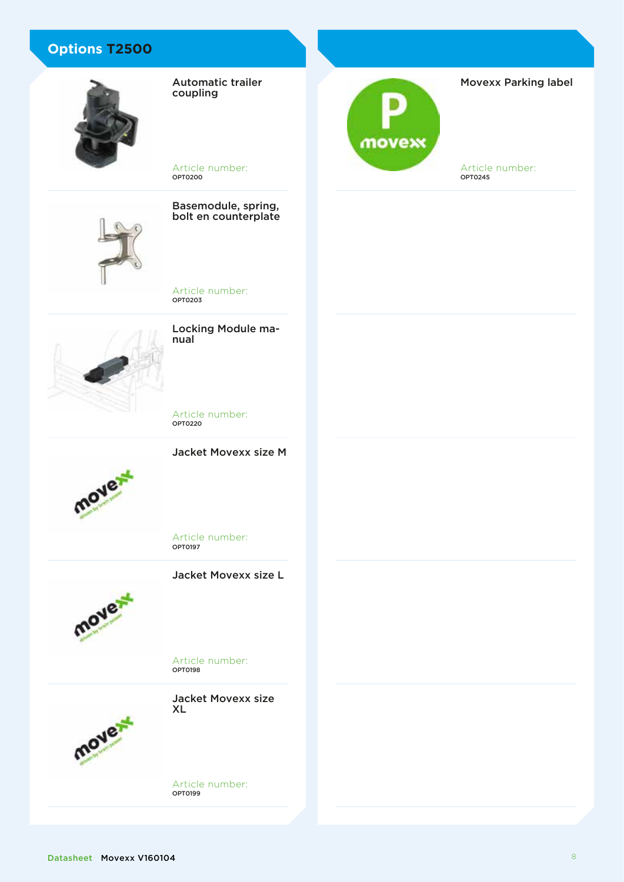## Options T2500

**Automatic trailer coupling**

Article number:
OPT0200

**Basemodule, spring, bolt en counterplate**

Article number:
OPT0203

**Locking Module manual**

Article number:
OPT0220

**Jacket Movexx size M**

Article number:
OPT0197

**Jacket Movexx size L**

Article number:
OPT0198

**Jacket Movexx size XL**

Article number:
OPT0199

**Movexx Parking label**

Article number:
OPT0245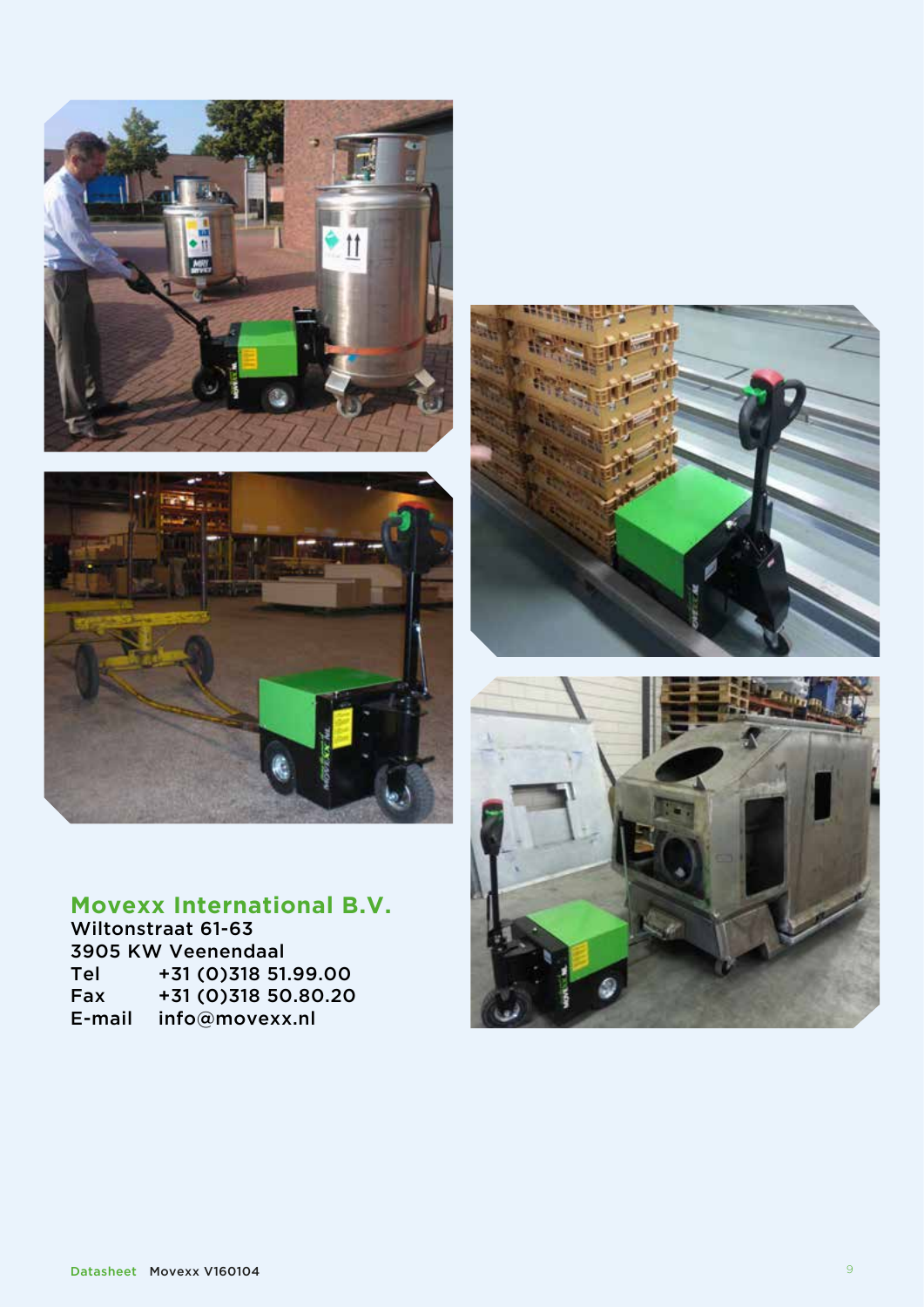## Movexx International B.V.

Wiltonstraat 61-63
3905 KW Veenendaal

| | |
|---|---|
| Tel | +31 (0)318 51.99.00 |
| Fax | +31 (0)318 50.80.20 |
| E-mail | info@movexx.nl |